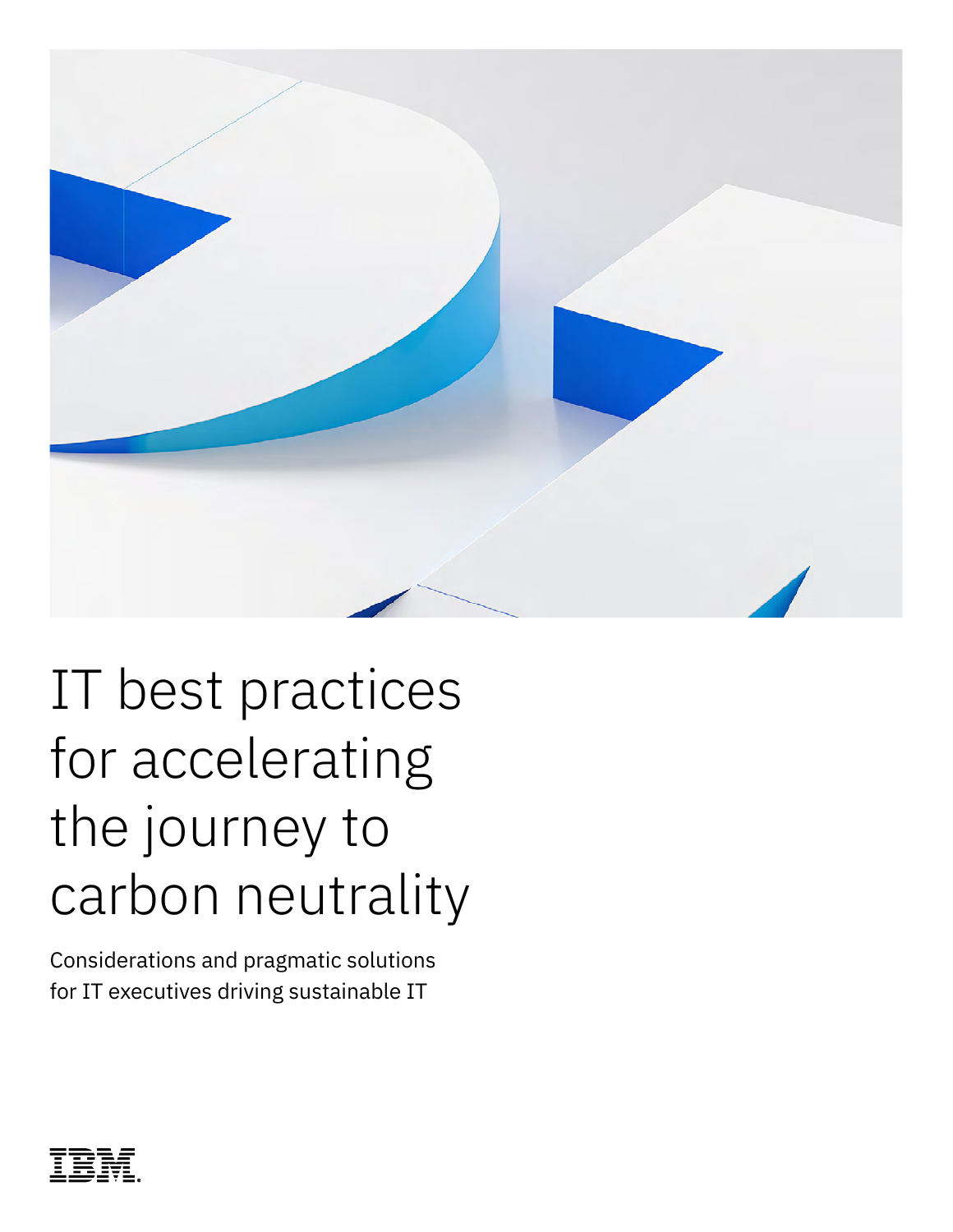# IT best practices for accelerating the journey to carbon neutrality

Considerations and pragmatic solutions for IT executives driving sustainable IT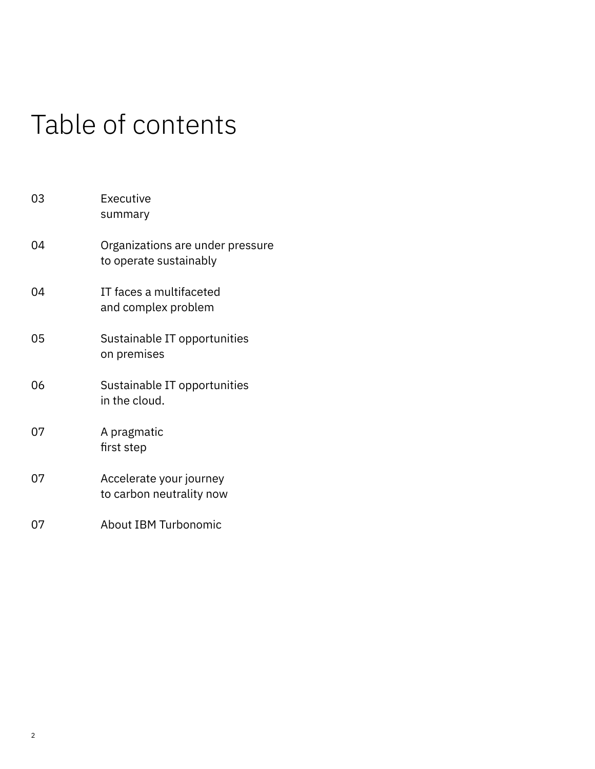# Table of contents

| | |
|---|---|
| 03 | Executive summary |
| 04 | Organizations are under pressure to operate sustainably |
| 04 | IT faces a multifaceted and complex problem |
| 05 | Sustainable IT opportunities on premises |
| 06 | Sustainable IT opportunities in the cloud. |
| 07 | A pragmatic first step |
| 07 | Accelerate your journey to carbon neutrality now |
| 07 | About IBM Turbonomic |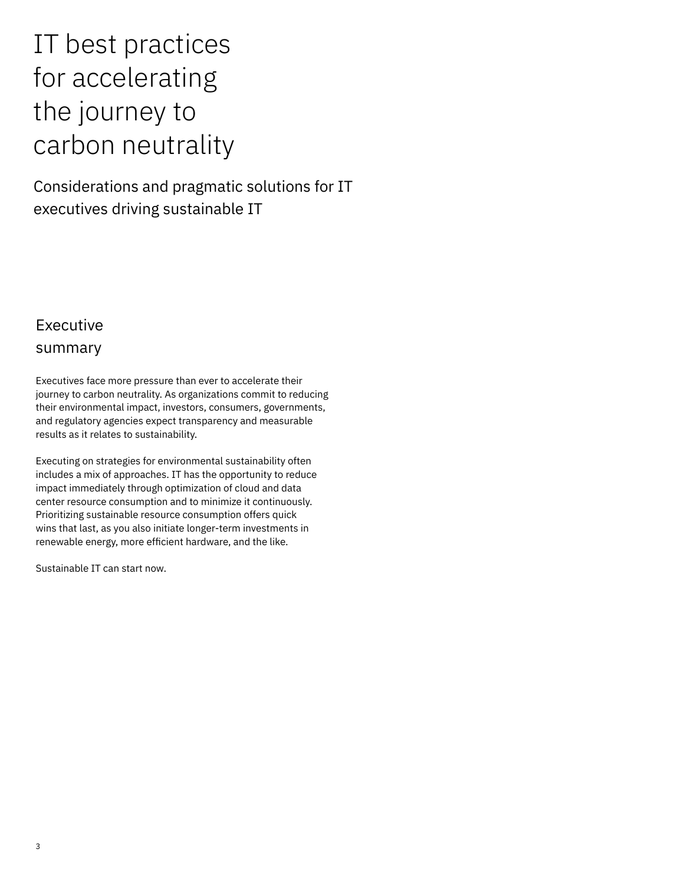# IT best practices for accelerating the journey to carbon neutrality

Considerations and pragmatic solutions for IT executives driving sustainable IT

## Executive summary

Executives face more pressure than ever to accelerate their journey to carbon neutrality. As organizations commit to reducing their environmental impact, investors, consumers, governments, and regulatory agencies expect transparency and measurable results as it relates to sustainability.

Executing on strategies for environmental sustainability often includes a mix of approaches. IT has the opportunity to reduce impact immediately through optimization of cloud and data center resource consumption and to minimize it continuously. Prioritizing sustainable resource consumption offers quick wins that last, as you also initiate longer-term investments in renewable energy, more efficient hardware, and the like.

Sustainable IT can start now.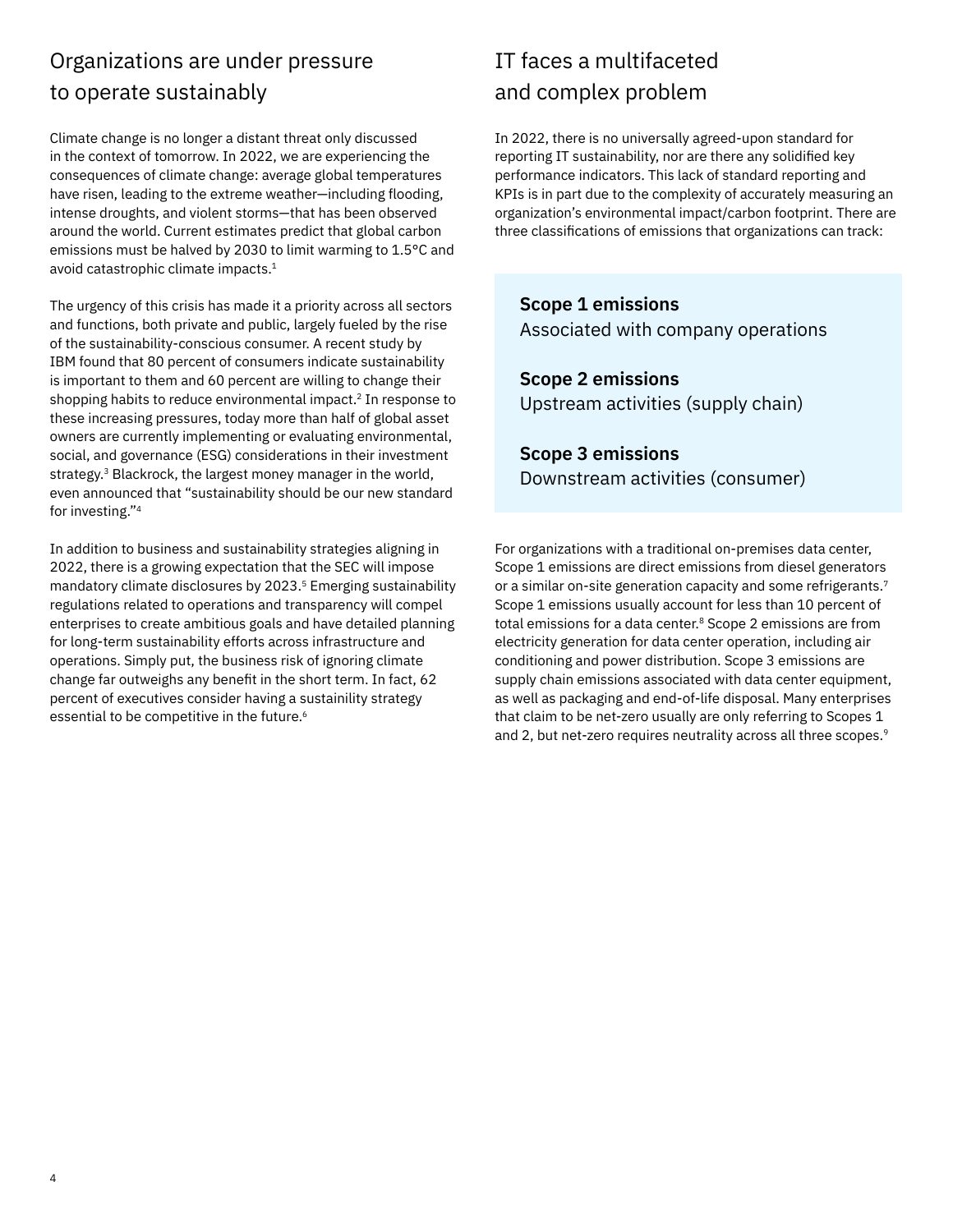## Organizations are under pressure to operate sustainably

Climate change is no longer a distant threat only discussed in the context of tomorrow. In 2022, we are experiencing the consequences of climate change: average global temperatures have risen, leading to the extreme weather—including flooding, intense droughts, and violent storms—that has been observed around the world. Current estimates predict that global carbon emissions must be halved by 2030 to limit warming to 1.5°C and avoid catastrophic climate impacts.[1]

The urgency of this crisis has made it a priority across all sectors and functions, both private and public, largely fueled by the rise of the sustainability-conscious consumer. A recent study by IBM found that 80 percent of consumers indicate sustainability is important to them and 60 percent are willing to change their shopping habits to reduce environmental impact.[2] In response to these increasing pressures, today more than half of global asset owners are currently implementing or evaluating environmental, social, and governance (ESG) considerations in their investment strategy.[3] Blackrock, the largest money manager in the world, even announced that "sustainability should be our new standard for investing."[4]

In addition to business and sustainability strategies aligning in 2022, there is a growing expectation that the SEC will impose mandatory climate disclosures by 2023.[5] Emerging sustainability regulations related to operations and transparency will compel enterprises to create ambitious goals and have detailed planning for long-term sustainability efforts across infrastructure and operations. Simply put, the business risk of ignoring climate change far outweighs any benefit in the short term. In fact, 62 percent of executives consider having a sustainility strategy essential to be competitive in the future.[6]

## IT faces a multifaceted and complex problem

In 2022, there is no universally agreed-upon standard for reporting IT sustainability, nor are there any solidified key performance indicators. This lack of standard reporting and KPIs is in part due to the complexity of accurately measuring an organization's environmental impact/carbon footprint. There are three classifications of emissions that organizations can track:

**Scope 1 emissions**
Associated with company operations

**Scope 2 emissions**
Upstream activities (supply chain)

**Scope 3 emissions**
Downstream activities (consumer)

For organizations with a traditional on-premises data center, Scope 1 emissions are direct emissions from diesel generators or a similar on-site generation capacity and some refrigerants.[7] Scope 1 emissions usually account for less than 10 percent of total emissions for a data center.[8] Scope 2 emissions are from electricity generation for data center operation, including air conditioning and power distribution. Scope 3 emissions are supply chain emissions associated with data center equipment, as well as packaging and end-of-life disposal. Many enterprises that claim to be net-zero usually are only referring to Scopes 1 and 2, but net-zero requires neutrality across all three scopes.[9]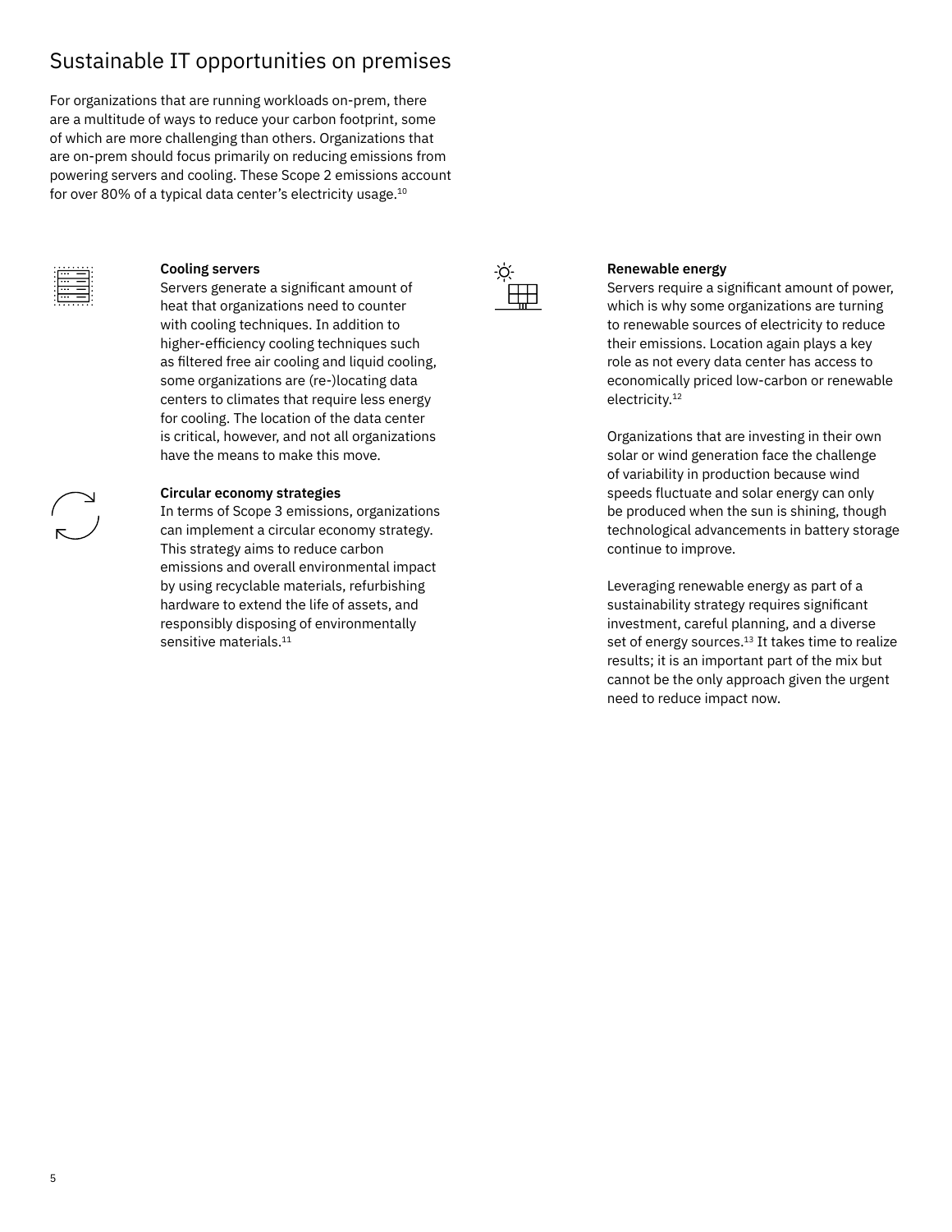# Sustainable IT opportunities on premises

For organizations that are running workloads on-prem, there are a multitude of ways to reduce your carbon footprint, some of which are more challenging than others. Organizations that are on-prem should focus primarily on reducing emissions from powering servers and cooling. These Scope 2 emissions account for over 80% of a typical data center's electricity usage.[10]

**Cooling servers**
Servers generate a significant amount of heat that organizations need to counter with cooling techniques. In addition to higher-efficiency cooling techniques such as filtered free air cooling and liquid cooling, some organizations are (re-)locating data centers to climates that require less energy for cooling. The location of the data center is critical, however, and not all organizations have the means to make this move.

**Circular economy strategies**
In terms of Scope 3 emissions, organizations can implement a circular economy strategy. This strategy aims to reduce carbon emissions and overall environmental impact by using recyclable materials, refurbishing hardware to extend the life of assets, and responsibly disposing of environmentally sensitive materials.[11]

**Renewable energy**
Servers require a significant amount of power, which is why some organizations are turning to renewable sources of electricity to reduce their emissions. Location again plays a key role as not every data center has access to economically priced low-carbon or renewable electricity.[12]

Organizations that are investing in their own solar or wind generation face the challenge of variability in production because wind speeds fluctuate and solar energy can only be produced when the sun is shining, though technological advancements in battery storage continue to improve.

Leveraging renewable energy as part of a sustainability strategy requires significant investment, careful planning, and a diverse set of energy sources.[13] It takes time to realize results; it is an important part of the mix but cannot be the only approach given the urgent need to reduce impact now.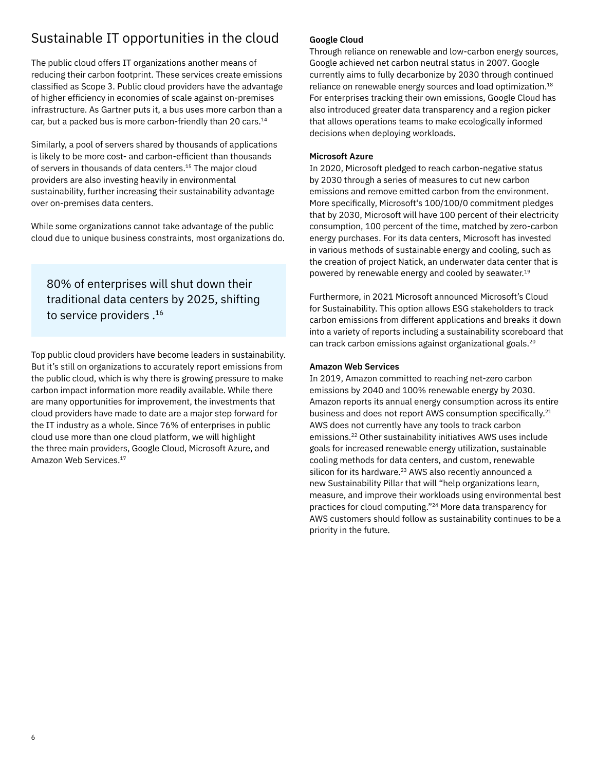## Sustainable IT opportunities in the cloud

The public cloud offers IT organizations another means of reducing their carbon footprint. These services create emissions classified as Scope 3. Public cloud providers have the advantage of higher efficiency in economies of scale against on-premises infrastructure. As Gartner puts it, a bus uses more carbon than a car, but a packed bus is more carbon-friendly than 20 cars.[14]

Similarly, a pool of servers shared by thousands of applications is likely to be more cost- and carbon-efficient than thousands of servers in thousands of data centers.[15] The major cloud providers are also investing heavily in environmental sustainability, further increasing their sustainability advantage over on-premises data centers.

While some organizations cannot take advantage of the public cloud due to unique business constraints, most organizations do.

> 80% of enterprises will shut down their traditional data centers by 2025, shifting to service providers .[16]

Top public cloud providers have become leaders in sustainability. But it's still on organizations to accurately report emissions from the public cloud, which is why there is growing pressure to make carbon impact information more readily available. While there are many opportunities for improvement, the investments that cloud providers have made to date are a major step forward for the IT industry as a whole. Since 76% of enterprises in public cloud use more than one cloud platform, we will highlight the three main providers, Google Cloud, Microsoft Azure, and Amazon Web Services.[17]

**Google Cloud**

Through reliance on renewable and low-carbon energy sources, Google achieved net carbon neutral status in 2007. Google currently aims to fully decarbonize by 2030 through continued reliance on renewable energy sources and load optimization.[18] For enterprises tracking their own emissions, Google Cloud has also introduced greater data transparency and a region picker that allows operations teams to make ecologically informed decisions when deploying workloads.

**Microsoft Azure**

In 2020, Microsoft pledged to reach carbon-negative status by 2030 through a series of measures to cut new carbon emissions and remove emitted carbon from the environment. More specifically, Microsoft's 100/100/0 commitment pledges that by 2030, Microsoft will have 100 percent of their electricity consumption, 100 percent of the time, matched by zero-carbon energy purchases. For its data centers, Microsoft has invested in various methods of sustainable energy and cooling, such as the creation of project Natick, an underwater data center that is powered by renewable energy and cooled by seawater.[19]

Furthermore, in 2021 Microsoft announced Microsoft's Cloud for Sustainability. This option allows ESG stakeholders to track carbon emissions from different applications and breaks it down into a variety of reports including a sustainability scoreboard that can track carbon emissions against organizational goals.[20]

**Amazon Web Services**

In 2019, Amazon committed to reaching net-zero carbon emissions by 2040 and 100% renewable energy by 2030. Amazon reports its annual energy consumption across its entire business and does not report AWS consumption specifically.[21] AWS does not currently have any tools to track carbon emissions.[22] Other sustainability initiatives AWS uses include goals for increased renewable energy utilization, sustainable cooling methods for data centers, and custom, renewable silicon for its hardware.[23] AWS also recently announced a new Sustainability Pillar that will "help organizations learn, measure, and improve their workloads using environmental best practices for cloud computing."[24] More data transparency for AWS customers should follow as sustainability continues to be a priority in the future.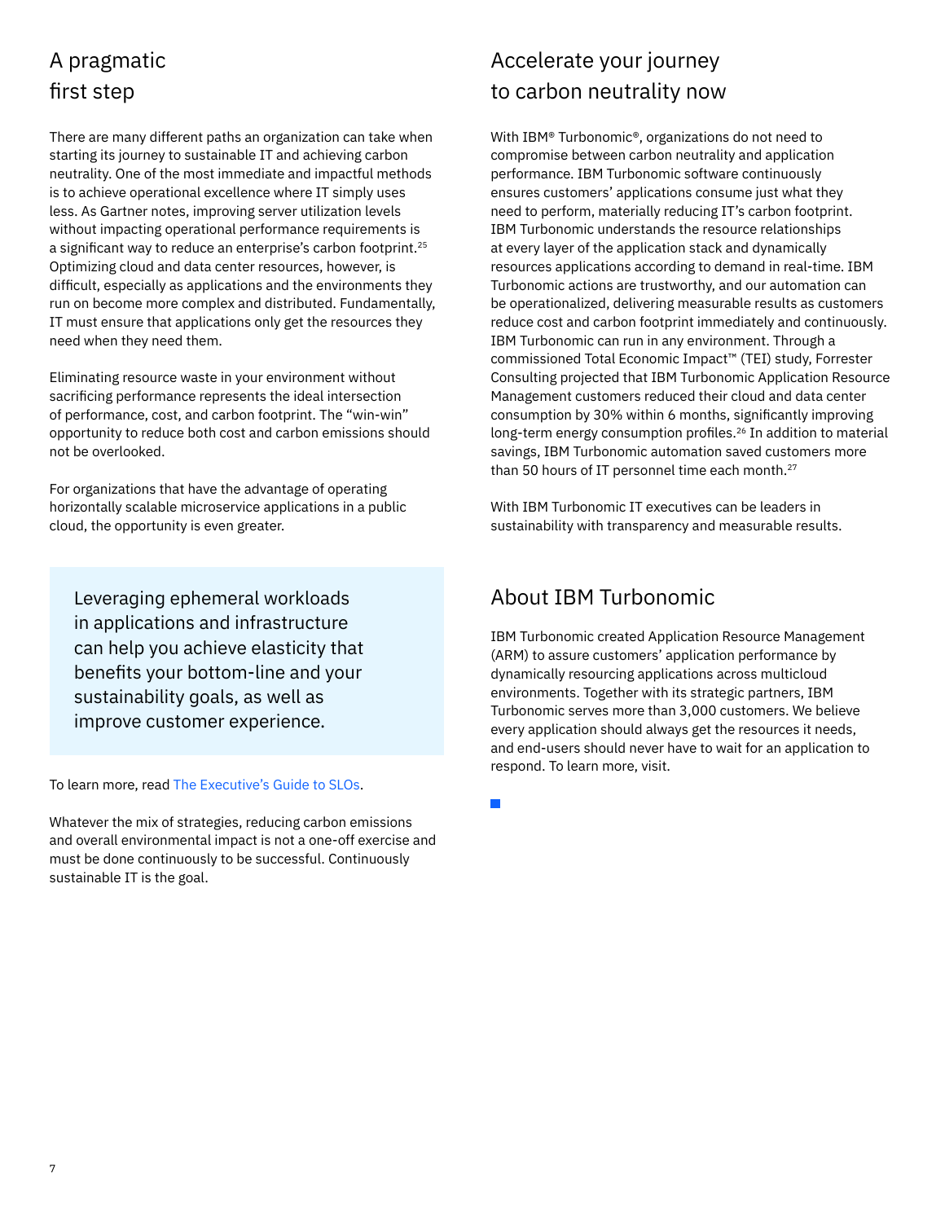## A pragmatic first step

There are many different paths an organization can take when starting its journey to sustainable IT and achieving carbon neutrality. One of the most immediate and impactful methods is to achieve operational excellence where IT simply uses less. As Gartner notes, improving server utilization levels without impacting operational performance requirements is a significant way to reduce an enterprise's carbon footprint.[25] Optimizing cloud and data center resources, however, is difficult, especially as applications and the environments they run on become more complex and distributed. Fundamentally, IT must ensure that applications only get the resources they need when they need them.

Eliminating resource waste in your environment without sacrificing performance represents the ideal intersection of performance, cost, and carbon footprint. The "win-win" opportunity to reduce both cost and carbon emissions should not be overlooked.

For organizations that have the advantage of operating horizontally scalable microservice applications in a public cloud, the opportunity is even greater.

> Leveraging ephemeral workloads in applications and infrastructure can help you achieve elasticity that benefits your bottom-line and your sustainability goals, as well as improve customer experience.

To learn more, read The Executive's Guide to SLOs.

Whatever the mix of strategies, reducing carbon emissions and overall environmental impact is not a one-off exercise and must be done continuously to be successful. Continuously sustainable IT is the goal.

## Accelerate your journey to carbon neutrality now

With IBM® Turbonomic®, organizations do not need to compromise between carbon neutrality and application performance. IBM Turbonomic software continuously ensures customers' applications consume just what they need to perform, materially reducing IT's carbon footprint. IBM Turbonomic understands the resource relationships at every layer of the application stack and dynamically resources applications according to demand in real-time. IBM Turbonomic actions are trustworthy, and our automation can be operationalized, delivering measurable results as customers reduce cost and carbon footprint immediately and continuously. IBM Turbonomic can run in any environment. Through a commissioned Total Economic Impact™ (TEI) study, Forrester Consulting projected that IBM Turbonomic Application Resource Management customers reduced their cloud and data center consumption by 30% within 6 months, significantly improving long-term energy consumption profiles.[26] In addition to material savings, IBM Turbonomic automation saved customers more than 50 hours of IT personnel time each month.[27]

With IBM Turbonomic IT executives can be leaders in sustainability with transparency and measurable results.

## About IBM Turbonomic

IBM Turbonomic created Application Resource Management (ARM) to assure customers' application performance by dynamically resourcing applications across multicloud environments. Together with its strategic partners, IBM Turbonomic serves more than 3,000 customers. We believe every application should always get the resources it needs, and end-users should never have to wait for an application to respond. To learn more, visit.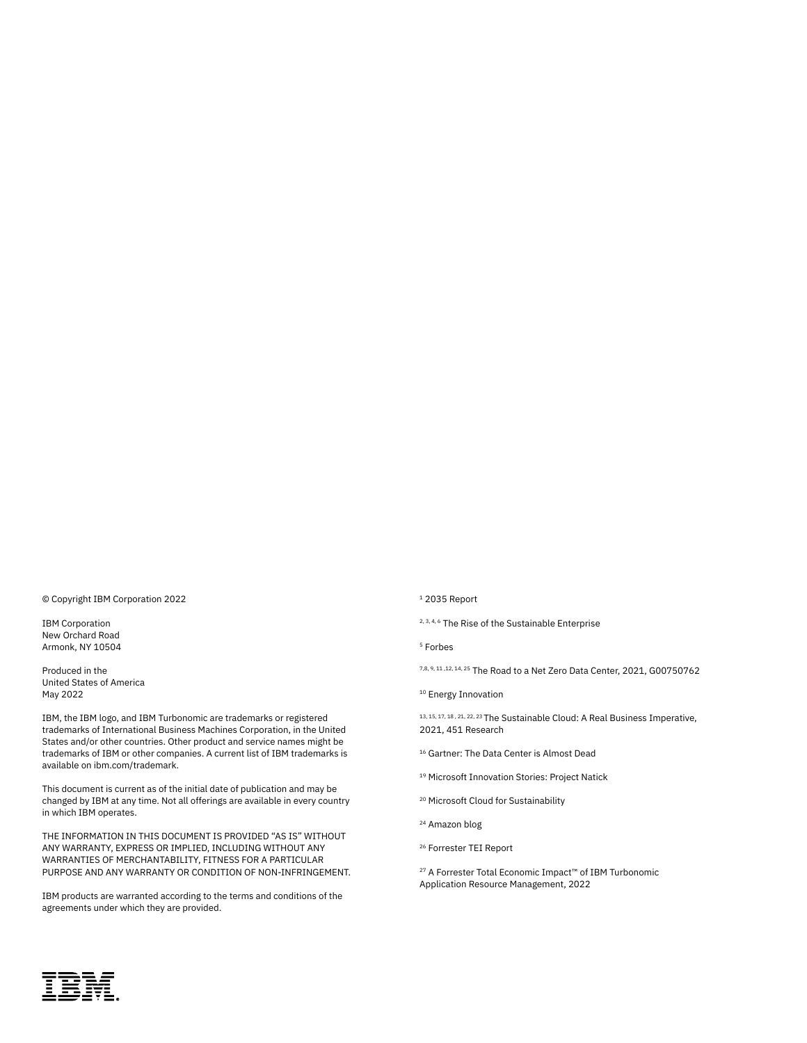© Copyright IBM Corporation 2022

IBM Corporation
New Orchard Road
Armonk, NY 10504

Produced in the
United States of America
May 2022

IBM, the IBM logo, and IBM Turbonomic are trademarks or registered trademarks of International Business Machines Corporation, in the United States and/or other countries. Other product and service names might be trademarks of IBM or other companies. A current list of IBM trademarks is available on ibm.com/trademark.

This document is current as of the initial date of publication and may be changed by IBM at any time. Not all offerings are available in every country in which IBM operates.

THE INFORMATION IN THIS DOCUMENT IS PROVIDED "AS IS" WITHOUT ANY WARRANTY, EXPRESS OR IMPLIED, INCLUDING WITHOUT ANY WARRANTIES OF MERCHANTABILITY, FITNESS FOR A PARTICULAR PURPOSE AND ANY WARRANTY OR CONDITION OF NON-INFRINGEMENT.

IBM products are warranted according to the terms and conditions of the agreements under which they are provided.

[1] 2035 Report

[2, 3, 4, 6] The Rise of the Sustainable Enterprise

[5] Forbes

[7,8, 9, 11 ,12, 14, 25] The Road to a Net Zero Data Center, 2021, G00750762

[10] Energy Innovation

[13, 15, 17, 18 , 21, 22, 23] The Sustainable Cloud: A Real Business Imperative, 2021, 451 Research

[16] Gartner: The Data Center is Almost Dead

[19] Microsoft Innovation Stories: Project Natick

[20] Microsoft Cloud for Sustainability

[24] Amazon blog

[26] Forrester TEI Report

[27] A Forrester Total Economic Impact™ of IBM Turbonomic Application Resource Management, 2022